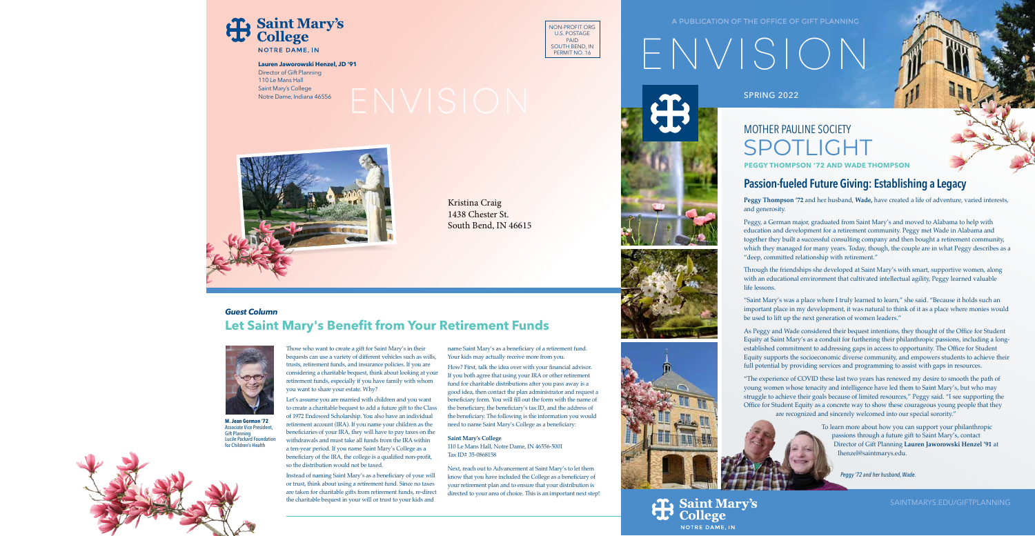**Saint Mary's College**
NOTRE DAME, IN

**Lauren Jaworowski Henzel, JD '91**
Director of Gift Planning
110 Le Mans Hall
Saint Mary's College
Notre Dame, Indiana 46556

NON-PROFIT ORG
U.S. POSTAGE
PAID
SOUTH BEND, IN
PERMIT NO. 16

ENVISION

Kristina Craig
1438 Chester St.
South Bend, IN 46615

***Guest Column***

## Let Saint Mary's Benefit from Your Retirement Funds

**M. Jean Gorman '72**
Associate Vice President, Gift Planning
Lucile Packard Foundation for Children's Health

Those who want to create a gift for Saint Mary's in their bequests can use a variety of different vehicles such as wills, trusts, retirement funds, and insurance policies. If you are considering a charitable bequest, think about looking at your retirement funds, especially if you have family with whom you want to share your estate. Why?

Let's assume you are married with children and you want to create a charitable bequest to add a future gift to the Class of 1972 Endowed Scholarship. You also have an individual retirement account (IRA). If you name your children as the beneficiaries of your IRA, they will have to pay taxes on the withdrawals and must take all funds from the IRA within a ten-year period. If you name Saint Mary's College as a beneficiary of the IRA, the college is a qualified non-profit, so the distribution would not be taxed.

Instead of naming Saint Mary's as a beneficiary of your will or trust, think about using a retirement fund. Since no taxes are taken for charitable gifts from retirement funds, re-direct the charitable bequest in your will or trust to your kids and name Saint Mary's as a beneficiary of a retirement fund. Your kids may actually receive more from you.

How? First, talk the idea over with your financial advisor. If you both agree that using your IRA or other retirement fund for charitable distributions after you pass away is a good idea, then contact the plan administrator and request a beneficiary form. You will fill out the form with the name of the beneficiary, the beneficiary's tax ID, and the address of the beneficiary. The following is the information you would need to name Saint Mary's College as a beneficiary:

**Saint Mary's College**
110 Le Mans Hall, Notre Dame, IN 46556-5001
Tax ID# 35-0868158

Next, reach out to Advancement at Saint Mary's to let them know that you have included the College as a beneficiary of your retirement plan and to ensure that your distribution is directed to your area of choice. This is an important next step!

A PUBLICATION OF THE OFFICE OF GIFT PLANNING

# ENVISION

SPRING 2022

## MOTHER PAULINE SOCIETY SPOTLIGHT

**PEGGY THOMPSON '72 AND WADE THOMPSON**

## Passion-fueled Future Giving: Establishing a Legacy

**Peggy Thompson '72** and her husband, **Wade,** have created a life of adventure, varied interests, and generosity.

Peggy, a German major, graduated from Saint Mary's and moved to Alabama to help with education and development for a retirement community. Peggy met Wade in Alabama and together they built a successful consulting company and then bought a retirement community, which they managed for many years. Today, though, the couple are in what Peggy describes as a "deep, committed relationship with retirement."

Through the friendships she developed at Saint Mary's with smart, supportive women, along with an educational environment that cultivated intellectual agility, Peggy learned valuable life lessons.

"Saint Mary's was a place where I truly learned to learn," she said. "Because it holds such an important place in my development, it was natural to think of it as a place where monies would be used to lift up the next generation of women leaders."

As Peggy and Wade considered their bequest intentions, they thought of the Office for Student Equity at Saint Mary's as a conduit for furthering their philanthropic passions, including a long-established commitment to addressing gaps in access to opportunity. The Office for Student Equity supports the socioeconomic diverse community, and empowers students to achieve their full potential by providing services and programming to assist with gaps in resources.

"The experience of COVID these last two years has renewed my desire to smooth the path of young women whose tenacity and intelligence have led them to Saint Mary's, but who may struggle to achieve their goals because of limited resources," Peggy said. "I see supporting the Office for Student Equity as a concrete way to show these courageous young people that they are recognized and sincerely welcomed into our special sorority."

To learn more about how you can support your philanthropic passions through a future gift to Saint Mary's, contact Director of Gift Planning **Lauren Jaworowski Henzel '91** at lhenzel@saintmarys.edu.

*Peggy '72 and her husband, Wade.*

**Saint Mary's College**
NOTRE DAME, IN

SAINTMARYS.EDU/GIFTPLANNING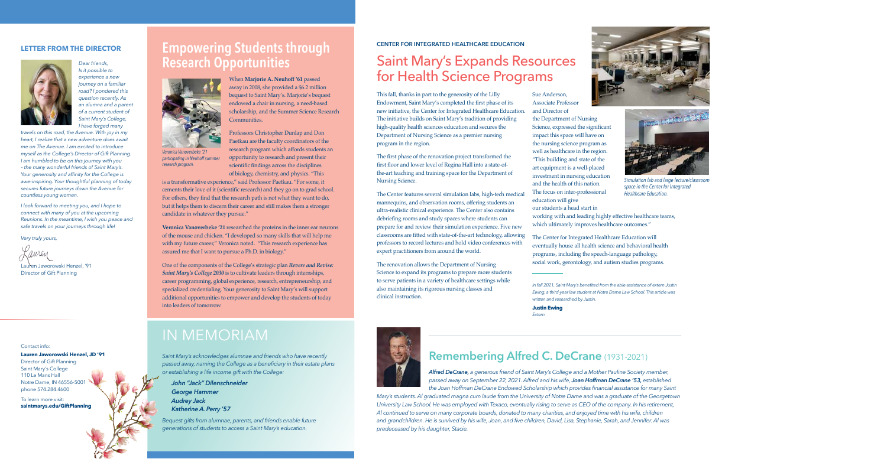## LETTER FROM THE DIRECTOR

*Dear friends,*
*Is it possible to experience a new journey on a familiar road? I pondered this question recently. As an alumna and a parent of a current student of Saint Mary's College, I have forged many travels on this road, the Avenue. With joy in my heart, I realize that a new adventure does await me on The Avenue. I am excited to introduce myself as the College's Director of Gift Planning. I am humbled to be on this journey with you – the many wonderful friends of Saint Mary's. Your generosity and affinity for the College is awe-inspiring. Your thoughtful planning of today secures future journeys down the Avenue for countless young women.*

*I look forward to meeting you, and I hope to connect with many of you at the upcoming Reunions. In the meantime, I wish you peace and safe travels on your journeys through life!*

*Very truly yours,*

Lauren

Lauren Jaworowski Henzel, '91
Director of Gift Planning

Contact info:
**Lauren Jaworowski Henzel, JD '91**
Director of Gift Planning
Saint Mary's College
110 Le Mans Hall
Notre Dame, IN 46556-5001
phone 574.284.4600

To learn more visit:
**saintmarys.edu/GiftPlanning**

# Empowering Students through Research Opportunities

*Veronica Vanoverbeke '21 participating in Neuhoff summer research program.*

When **Marjorie A. Neuhoff '61** passed away in 2008, she provided a $6.2 million bequest to Saint Mary's. Marjorie's bequest endowed a chair in nursing, a need-based scholarship, and the Summer Science Research Communities.

Professors Christopher Dunlap and Don Paetkau are the faculty coordinators of the research program which affords students an opportunity to research and present their scientific findings across the disciplines of biology, chemistry, and physics. "This is a transformative experience," said Professor Paetkau. "For some, it cements their love of it (scientific research) and they go on to grad school. For others, they find that the research path is not what they want to do, but it helps them to discern their career and still makes them a stronger candidate in whatever they pursue."

**Veronica Vanoverbeke '21** researched the proteins in the inner ear neurons of the mouse and chicken. "I developed so many skills that will help me with my future career," Veronica noted. "This research experience has assured me that I want to pursue a Ph.D. in biology."

One of the components of the College's strategic plan ***Revere and Revise: Saint Mary's College 2030*** is to cultivate leaders through internships, career programming, global experience, research, entrepreneurship, and specialized credentialing. Your generosity to Saint Mary's will support additional opportunities to empower and develop the students of today into leaders of tomorrow.

# IN MEMORIAM

*Saint Mary's acknowledges alumnae and friends who have recently passed away, naming the College as a beneficiary in their estate plans or establishing a life income gift with the College:*

***John "Jack" Dilenschneider***
***George Hammer***
***Audrey Jack***
***Katherine A. Perry '57***

*Bequest gifts from alumnae, parents, and friends enable future generations of students to access a Saint Mary's education.*

## CENTER FOR INTEGRATED HEALTHCARE EDUCATION

# Saint Mary's Expands Resources for Health Science Programs

This fall, thanks in part to the generosity of the Lilly Endowment, Saint Mary's completed the first phase of its new initiative, the Center for Integrated Healthcare Education. The initiative builds on Saint Mary's tradition of providing high-quality health sciences education and secures the Department of Nursing Science as a premier nursing program in the region.

The first phase of the renovation project transformed the first floor and lower level of Regina Hall into a state-of-the-art teaching and training space for the Department of Nursing Science.

The Center features several simulation labs, high-tech medical mannequins, and observation rooms, offering students an ultra-realistic clinical experience. The Center also contains debriefing rooms and study spaces where students can prepare for and review their simulation experience. Five new classrooms are fitted with state-of-the-art technology, allowing professors to record lectures and hold video conferences with expert practitioners from around the world.

The renovation allows the Department of Nursing Science to expand its programs to prepare more students to serve patients in a variety of healthcare settings while also maintaining its rigorous nursing classes and clinical instruction.

Sue Anderson, Associate Professor and Director of the Department of Nursing Science, expressed the significant impact this space will have on the nursing science program as well as healthcare in the region. "This building and state of the art equipment is a well-placed investment in nursing education and the health of this nation. The focus on inter-professional education will give our students a head start in working with and leading highly effective healthcare teams, which ultimately improves healthcare outcomes."

*Simulation lab and large lecture/classroom space in the Center for Integrated Healthcare Education.*

The Center for Integrated Healthcare Education will eventually house all health science and behavioral health programs, including the speech-language pathology, social work, gerontology, and autism studies programs.

*In fall 2021, Saint Mary's benefited from the able assistance of extern Justin Ewing, a third-year law student at Notre Dame Law School. This article was written and researched by Justin.*

**Justin Ewing**
*Extern*

## Remembering Alfred C. DeCrane (1931-2021)

***Alfred DeCrane,*** *a generous friend of Saint Mary's College and a Mother Pauline Society member, passed away on September 22, 2021. Alfred and his wife,* ***Joan Hoffman DeCrane '53,*** *established the Joan Hoffman DeCrane Endowed Scholarship which provides financial assistance for many Saint Mary's students. Al graduated magna cum laude from the University of Notre Dame and was a graduate of the Georgetown University Law School. He was employed with Texaco, eventually rising to serve as CEO of the company. In his retirement, Al continued to serve on many corporate boards, donated to many charities, and enjoyed time with his wife, children and grandchildren. He is survived by his wife, Joan, and five children, David, Lisa, Stephanie, Sarah, and Jennifer. Al was predeceased by his daughter, Stacie.*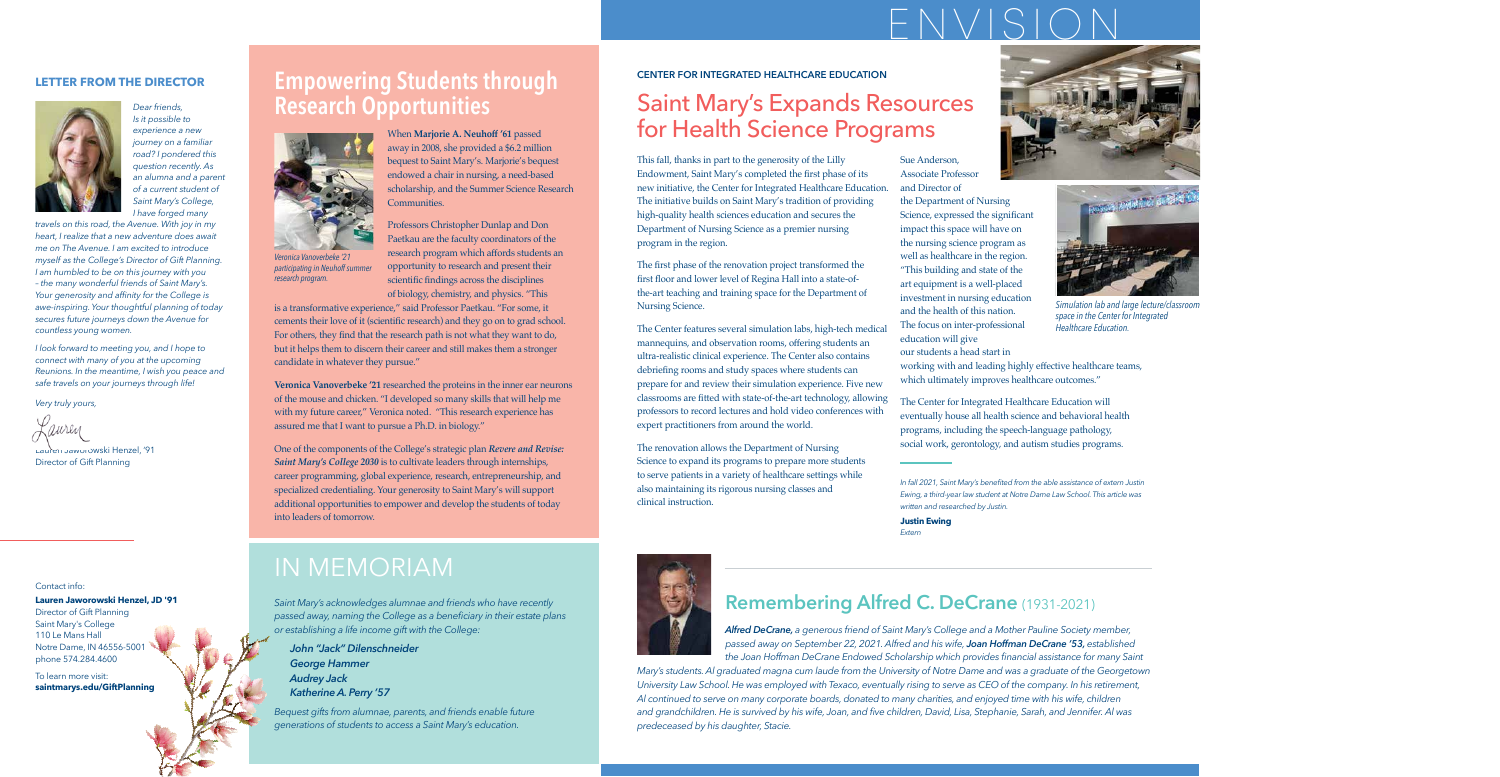# ENVISION

## LETTER FROM THE DIRECTOR

*Dear friends,*

*Is it possible to experience a new journey on a familiar road? I pondered this question recently. As an alumna and a parent of a current student of Saint Mary's College, I have forged many travels on this road, the Avenue. With joy in my heart, I realize that a new adventure does await me on The Avenue. I am excited to introduce myself as the College's Director of Gift Planning. I am humbled to be on this journey with you – the many wonderful friends of Saint Mary's. Your generosity and affinity for the College is awe-inspiring. Your thoughtful planning of today secures future journeys down the Avenue for countless young women.*

*I look forward to meeting you, and I hope to connect with many of you at the upcoming Reunions. In the meantime, I wish you peace and safe travels on your journeys through life!*

*Very truly yours,*

*Lauren*

Lauren Jaworowski Henzel, '91
Director of Gift Planning

Contact info:

**Lauren Jaworowski Henzel, JD '91**
Director of Gift Planning
Saint Mary's College
110 Le Mans Hall
Notre Dame, IN 46556-5001
phone 574.284.4600

To learn more visit:
**saintmarys.edu/GiftPlanning**

## Empowering Students through Research Opportunities

When **Marjorie A. Neuhoff '61** passed away in 2008, she provided a $6.2 million bequest to Saint Mary's. Marjorie's bequest endowed a chair in nursing, a need-based scholarship, and the Summer Science Research Communities.

*Veronica Vanoverbeke '21 participating in Neuhoff summer research program.*

Professors Christopher Dunlap and Don Paetkau are the faculty coordinators of the research program which affords students an opportunity to research and present their scientific findings across the disciplines of biology, chemistry, and physics. "This is a transformative experience," said Professor Paetkau. "For some, it cements their love of it (scientific research) and they go on to grad school. For others, they find that the research path is not what they want to do, but it helps them to discern their career and still makes them a stronger candidate in whatever they pursue."

**Veronica Vanoverbeke '21** researched the proteins in the inner ear neurons of the mouse and chicken. "I developed so many skills that will help me with my future career," Veronica noted. "This research experience has assured me that I want to pursue a Ph.D. in biology."

One of the components of the College's strategic plan ***Revere and Revise: Saint Mary's College 2030*** is to cultivate leaders through internships, career programming, global experience, research, entrepreneurship, and specialized credentialing. Your generosity to Saint Mary's will support additional opportunities to empower and develop the students of today into leaders of tomorrow.

## IN MEMORIAM

*Saint Mary's acknowledges alumnae and friends who have recently passed away, naming the College as a beneficiary in their estate plans or establishing a life income gift with the College:*

***John "Jack" Dilenschneider***
***George Hammer***
***Audrey Jack***
***Katherine A. Perry '57***

*Bequest gifts from alumnae, parents, and friends enable future generations of students to access a Saint Mary's education.*

### CENTER FOR INTEGRATED HEALTHCARE EDUCATION

## Saint Mary's Expands Resources for Health Science Programs

This fall, thanks in part to the generosity of the Lilly Endowment, Saint Mary's completed the first phase of its new initiative, the Center for Integrated Healthcare Education. The initiative builds on Saint Mary's tradition of providing high-quality health sciences education and secures the Department of Nursing Science as a premier nursing program in the region.

The first phase of the renovation project transformed the first floor and lower level of Regina Hall into a state-of-the-art teaching and training space for the Department of Nursing Science.

The Center features several simulation labs, high-tech medical mannequins, and observation rooms, offering students an ultra-realistic clinical experience. The Center also contains debriefing rooms and study spaces where students can prepare for and review their simulation experience. Five new classrooms are fitted with state-of-the-art technology, allowing professors to record lectures and hold video conferences with expert practitioners from around the world.

The renovation allows the Department of Nursing Science to expand its programs to prepare more students to serve patients in a variety of healthcare settings while also maintaining its rigorous nursing classes and clinical instruction.

Sue Anderson, Associate Professor and Director of the Department of Nursing Science, expressed the significant impact this space will have on the nursing science program as well as healthcare in the region. "This building and state of the art equipment is a well-placed investment in nursing education and the health of this nation. The focus on inter-professional education will give our students a head start in working with and leading highly effective healthcare teams, which ultimately improves healthcare outcomes."

*Simulation lab and large lecture/classroom space in the Center for Integrated Healthcare Education.*

The Center for Integrated Healthcare Education will eventually house all health science and behavioral health programs, including the speech-language pathology, social work, gerontology, and autism studies programs.

*In fall 2021, Saint Mary's benefited from the able assistance of extern Justin Ewing, a third-year law student at Notre Dame Law School. This article was written and researched by Justin.*

**Justin Ewing**
*Extern*

## Remembering Alfred C. DeCrane (1931-2021)

***Alfred DeCrane,*** *a generous friend of Saint Mary's College and a Mother Pauline Society member, passed away on September 22, 2021. Alfred and his wife,* ***Joan Hoffman DeCrane '53,*** *established the Joan Hoffman DeCrane Endowed Scholarship which provides financial assistance for many Saint Mary's students. Al graduated magna cum laude from the University of Notre Dame and was a graduate of the Georgetown University Law School. He was employed with Texaco, eventually rising to serve as CEO of the company. In his retirement, Al continued to serve on many corporate boards, donated to many charities, and enjoyed time with his wife, children and grandchildren. He is survived by his wife, Joan, and five children, David, Lisa, Stephanie, Sarah, and Jennifer. Al was predeceased by his daughter, Stacie.*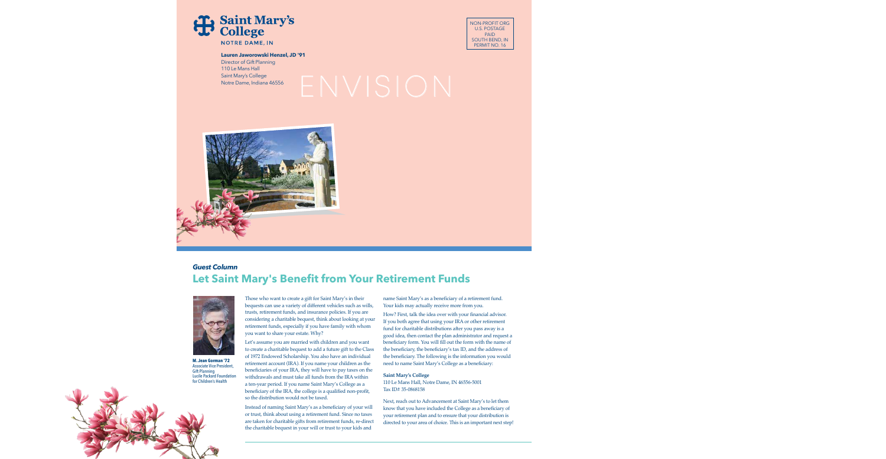**Saint Mary's College**
NOTRE DAME, IN

**Lauren Jaworowski Henzel, JD '91**
Director of Gift Planning
110 Le Mans Hall
Saint Mary's College
Notre Dame, Indiana 46556

NON-PROFIT ORG
U.S. POSTAGE
PAID
SOUTH BEND, IN
PERMIT NO. 16

# ENVISION

***Guest Column***

## Let Saint Mary's Benefit from Your Retirement Funds

**M. Jean Gorman '72**
Associate Vice President, Gift Planning
Lucile Packard Foundation for Children's Health

Those who want to create a gift for Saint Mary's in their bequests can use a variety of different vehicles such as wills, trusts, retirement funds, and insurance policies. If you are considering a charitable bequest, think about looking at your retirement funds, especially if you have family with whom you want to share your estate. Why?

Let's assume you are married with children and you want to create a charitable bequest to add a future gift to the Class of 1972 Endowed Scholarship. You also have an individual retirement account (IRA). If you name your children as the beneficiaries of your IRA, they will have to pay taxes on the withdrawals and must take all funds from the IRA within a ten-year period. If you name Saint Mary's College as a beneficiary of the IRA, the college is a qualified non-profit, so the distribution would not be taxed.

Instead of naming Saint Mary's as a beneficiary of your will or trust, think about using a retirement fund. Since no taxes are taken for charitable gifts from retirement funds, re-direct the charitable bequest in your will or trust to your kids and name Saint Mary's as a beneficiary of a retirement fund. Your kids may actually receive more from you.

How? First, talk the idea over with your financial advisor. If you both agree that using your IRA or other retirement fund for charitable distributions after you pass away is a good idea, then contact the plan administrator and request a beneficiary form. You will fill out the form with the name of the beneficiary, the beneficiary's tax ID, and the address of the beneficiary. The following is the information you would need to name Saint Mary's College as a beneficiary:

**Saint Mary's College**
110 Le Mans Hall, Notre Dame, IN 46556-5001
Tax ID# 35-0868158

Next, reach out to Advancement at Saint Mary's to let them know that you have included the College as a beneficiary of your retirement plan and to ensure that your distribution is directed to your area of choice. This is an important next step!